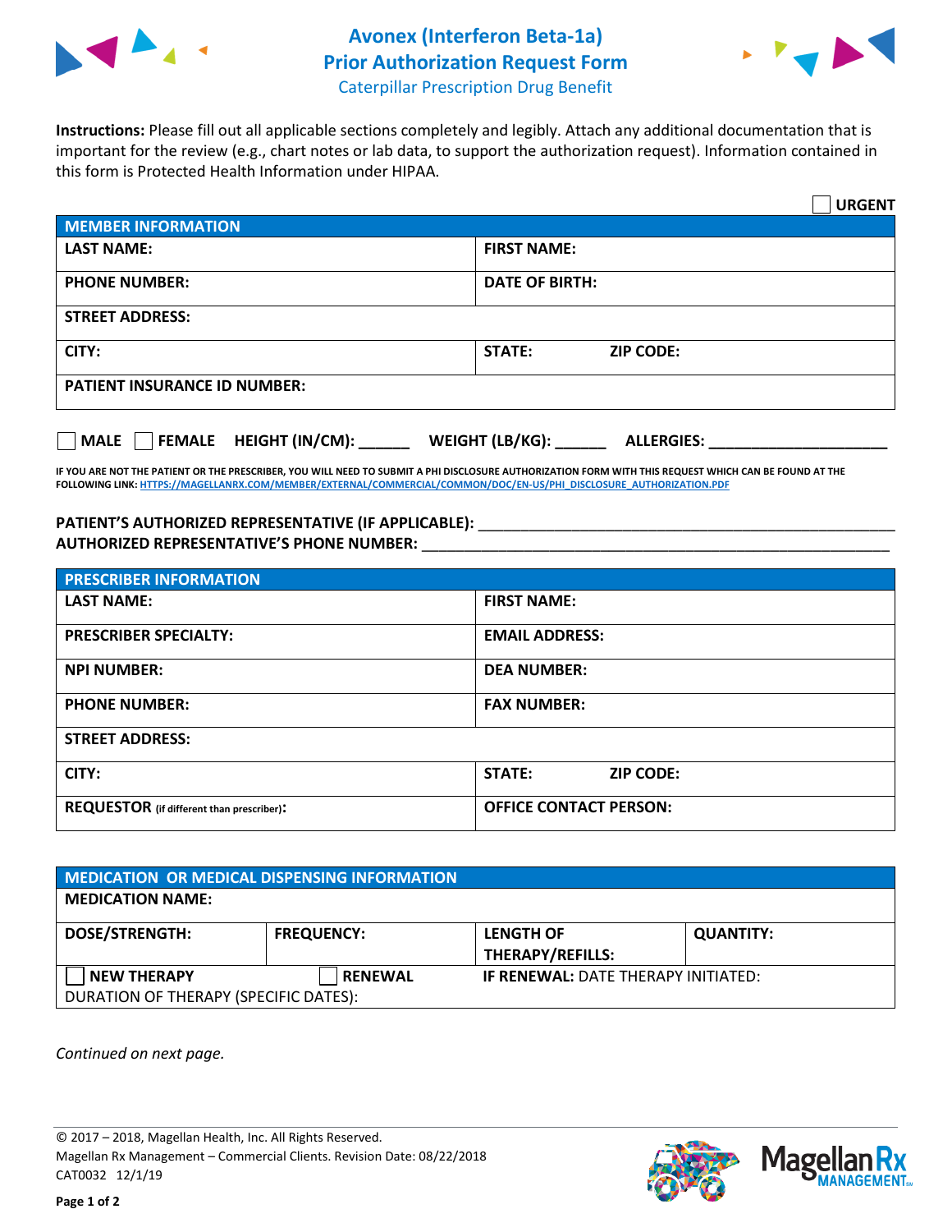# Avonex (Interferon Beta-1a) Prior Authorization Request Form

Caterpillar Prescription Drug Benefit

**Instructions:** Please fill out all applicable sections completely and legibly. Attach any additional documentation that is important for the review (e.g., chart notes or lab data, to support the authorization request). Information contained in this form is Protected Health Information under HIPAA.

☐ **URGENT**

| MEMBER INFORMATION | |
|---|---|
| **LAST NAME:** | **FIRST NAME:** |
| **PHONE NUMBER:** | **DATE OF BIRTH:** |
| **STREET ADDRESS:** | |
| **CITY:** | **STATE:** **ZIP CODE:** |
| **PATIENT INSURANCE ID NUMBER:** | |

☐ **MALE** ☐ **FEMALE** **HEIGHT (IN/CM):** ______ **WEIGHT (LB/KG):** ______ **ALLERGIES:** ____________________

**IF YOU ARE NOT THE PATIENT OR THE PRESCRIBER, YOU WILL NEED TO SUBMIT A PHI DISCLOSURE AUTHORIZATION FORM WITH THIS REQUEST WHICH CAN BE FOUND AT THE FOLLOWING LINK: HTTPS://MAGELLANRX.COM/MEMBER/EXTERNAL/COMMERCIAL/COMMON/DOC/EN-US/PHI_DISCLOSURE_AUTHORIZATION.PDF**

**PATIENT'S AUTHORIZED REPRESENTATIVE (IF APPLICABLE):** ____________________________________________

**AUTHORIZED REPRESENTATIVE'S PHONE NUMBER:** ____________________________________________

| PRESCRIBER INFORMATION | |
|---|---|
| **LAST NAME:** | **FIRST NAME:** |
| **PRESCRIBER SPECIALTY:** | **EMAIL ADDRESS:** |
| **NPI NUMBER:** | **DEA NUMBER:** |
| **PHONE NUMBER:** | **FAX NUMBER:** |
| **STREET ADDRESS:** | |
| **CITY:** | **STATE:** **ZIP CODE:** |
| **REQUESTOR** (if different than prescriber)**:** | **OFFICE CONTACT PERSON:** |

| MEDICATION OR MEDICAL DISPENSING INFORMATION | | | |
|---|---|---|---|
| **MEDICATION NAME:** | | | |
| **DOSE/STRENGTH:** | **FREQUENCY:** | **LENGTH OF THERAPY/REFILLS:** | **QUANTITY:** |
| ☐ **NEW THERAPY** | ☐ **RENEWAL** | **IF RENEWAL:** DATE THERAPY INITIATED: | |
| DURATION OF THERAPY (SPECIFIC DATES): | | | |

*Continued on next page.*

© 2017 – 2018, Magellan Health, Inc. All Rights Reserved.
Magellan Rx Management – Commercial Clients. Revision Date: 08/22/2018
CAT0032 12/1/19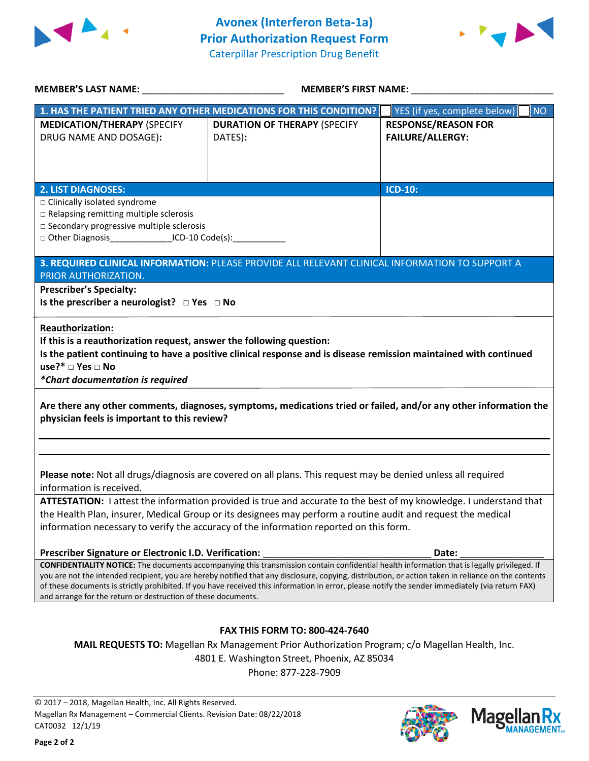# Avonex (Interferon Beta-1a)
# Prior Authorization Request Form
Caterpillar Prescription Drug Benefit

**MEMBER'S LAST NAME:** ___________________________ **MEMBER'S FIRST NAME:** ___________________________

| **1. HAS THE PATIENT TRIED ANY OTHER MEDICATIONS FOR THIS CONDITION?** | | ☐ YES (if yes, complete below) ☐ NO |
|---|---|---|
| **MEDICATION/THERAPY** (SPECIFY DRUG NAME AND DOSAGE): | **DURATION OF THERAPY** (SPECIFY DATES): | **RESPONSE/REASON FOR FAILURE/ALLERGY:** |

| **2. LIST DIAGNOSES:** | **ICD-10:** |
|---|---|
| □ Clinically isolated syndrome<br>□ Relapsing remitting multiple sclerosis<br>□ Secondary progressive multiple sclerosis<br>□ Other Diagnosis_____________ICD-10 Code(s):___________ | |

**3. REQUIRED CLINICAL INFORMATION:** PLEASE PROVIDE ALL RELEVANT CLINICAL INFORMATION TO SUPPORT A PRIOR AUTHORIZATION.

**Prescriber's Specialty:**

**Is the prescriber a neurologist?** □ **Yes** □ **No**

**Reauthorization:**

**If this is a reauthorization request, answer the following question:**

**Is the patient continuing to have a positive clinical response and is disease remission maintained with continued use?*** □ **Yes** □ **No**

***\*Chart documentation is required***

**Are there any other comments, diagnoses, symptoms, medications tried or failed, and/or any other information the physician feels is important to this review?**

_______________________________________________________________________________

_______________________________________________________________________________

**Please note:** Not all drugs/diagnosis are covered on all plans. This request may be denied unless all required information is received.

**ATTESTATION:** I attest the information provided is true and accurate to the best of my knowledge. I understand that the Health Plan, insurer, Medical Group or its designees may perform a routine audit and request the medical information necessary to verify the accuracy of the information reported on this form.

**Prescriber Signature or Electronic I.D. Verification:** ________________________________ **Date:** ________________

**CONFIDENTIALITY NOTICE:** The documents accompanying this transmission contain confidential health information that is legally privileged. If you are not the intended recipient, you are hereby notified that any disclosure, copying, distribution, or action taken in reliance on the contents of these documents is strictly prohibited. If you have received this information in error, please notify the sender immediately (via return FAX) and arrange for the return or destruction of these documents.

**FAX THIS FORM TO: 800-424-7640**

**MAIL REQUESTS TO:** Magellan Rx Management Prior Authorization Program; c/o Magellan Health, Inc.
4801 E. Washington Street, Phoenix, AZ 85034
Phone: 877-228-7909

© 2017 – 2018, Magellan Health, Inc. All Rights Reserved.
Magellan Rx Management – Commercial Clients. Revision Date: 08/22/2018
CAT0032 12/1/19